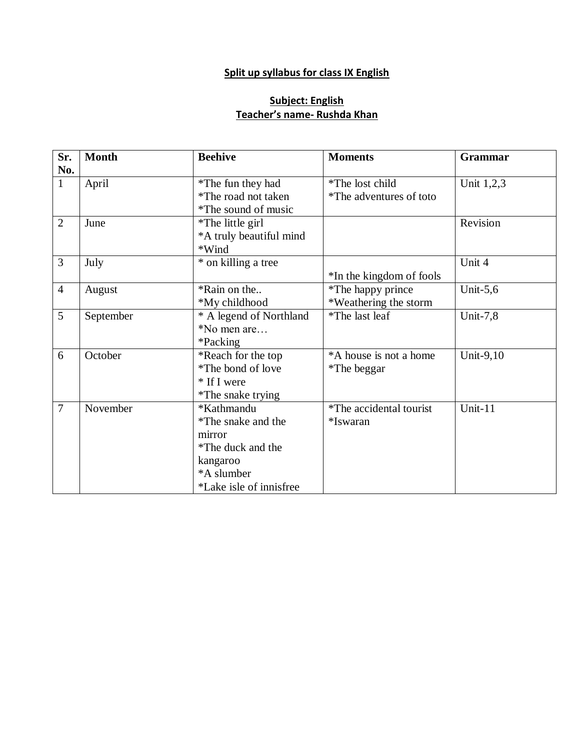**Split up syllabus for class IX English**

**Subject: English**

**Teacher's name- Rushda Khan**

| Sr. No. | Month | Beehive | Moments | Grammar |
|---|---|---|---|---|
| 1 | April | *The fun they had<br>*The road not taken<br>*The sound of music | *The lost child<br>*The adventures of toto | Unit 1,2,3 |
| 2 | June | *The little girl<br>*A truly beautiful mind<br>*Wind | | Revision |
| 3 | July | * on killing a tree | *In the kingdom of fools | Unit 4 |
| 4 | August | *Rain on the..<br>*My childhood | *The happy prince<br>*Weathering the storm | Unit-5,6 |
| 5 | September | * A legend of Northland<br>*No men are…<br>*Packing | *The last leaf | Unit-7,8 |
| 6 | October | *Reach for the top<br>*The bond of love<br>* If I were<br>*The snake trying | *A house is not a home<br>*The beggar | Unit-9,10 |
| 7 | November | *Kathmandu<br>*The snake and the mirror<br>*The duck and the kangaroo<br>*A slumber<br>*Lake isle of innisfree | *The accidental tourist<br>*Iswaran | Unit-11 |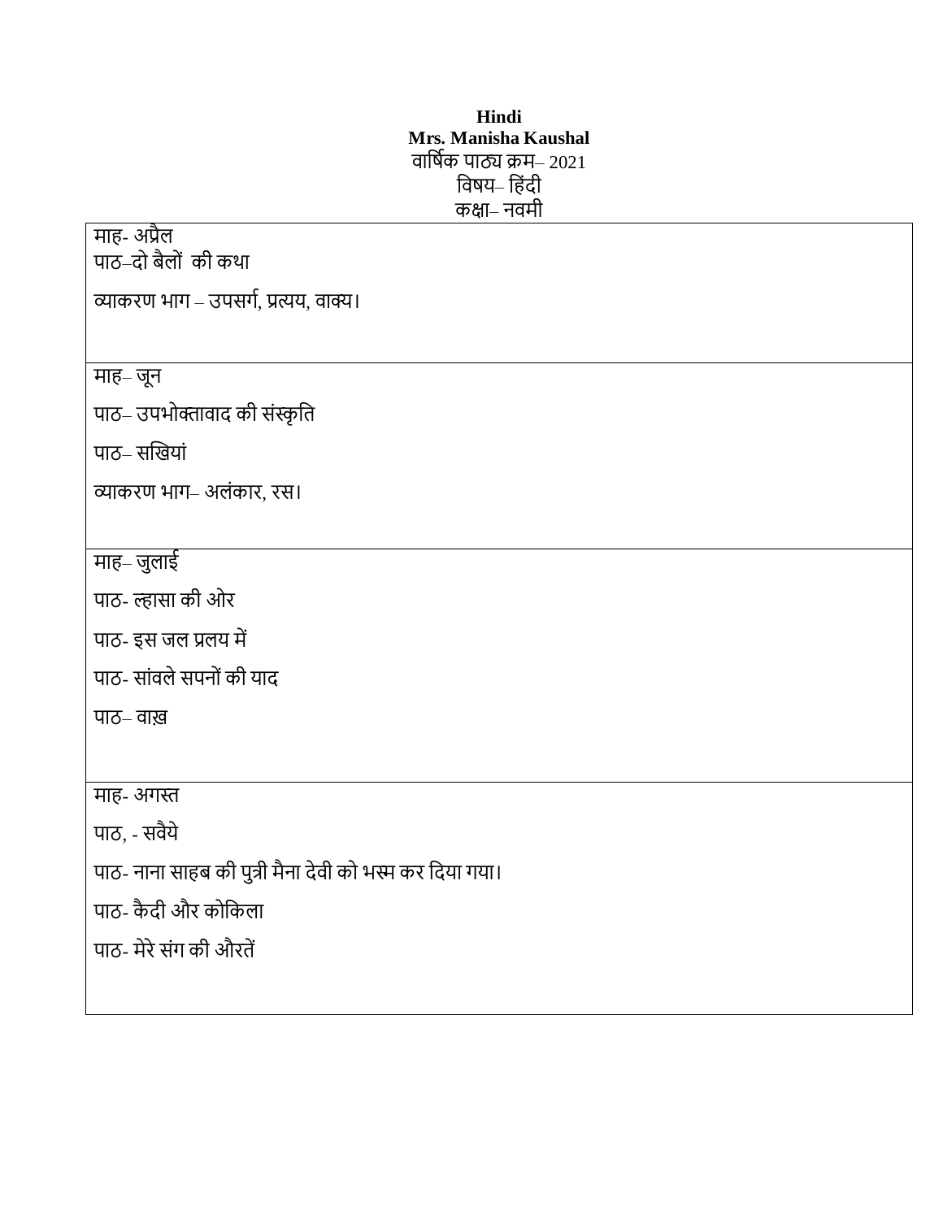**Hindi**

**Mrs. Manisha Kaushal**

वार्षिक पाठ्य क्रम– 2021

विषय– हिंदी

कक्षा– नवमी

| |
|---|
| माह- अप्रैल<br>पाठ–दो बैलों की कथा<br>व्याकरण भाग – उपसर्ग, प्रत्यय, वाक्य। |
| माह– जून<br>पाठ– उपभोक्तावाद की संस्कृति<br>पाठ– सखियां<br>व्याकरण भाग– अलंकार, रस। |
| माह– जुलाई<br>पाठ- ल्हासा की ओर<br>पाठ- इस जल प्रलय में<br>पाठ- सांवले सपनों की याद<br>पाठ– वाख़ |
| माह- अगस्त<br>पाठ, - सवैये<br>पाठ- नाना साहब की पुत्री मैना देवी को भस्म कर दिया गया।<br>पाठ- कैदी और कोकिला<br>पाठ- मेरे संग की औरतें |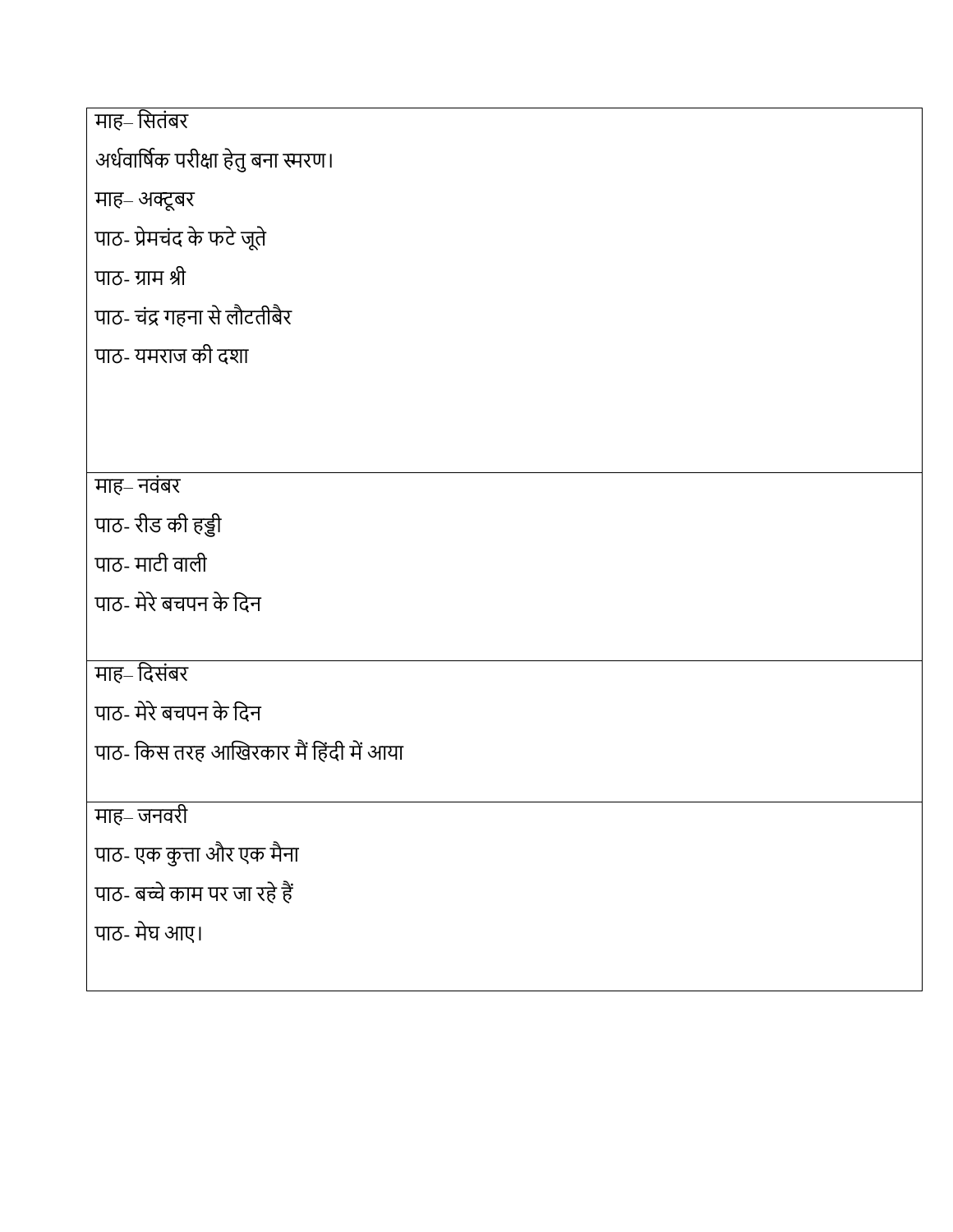| |
|---|
| माह– सितंबर<br>अर्धवार्षिक परीक्षा हेतु बना स्मरण। |
| माह– अक्टूबर<br>पाठ- प्रेमचंद के फटे जूते<br>पाठ- ग्राम श्री<br>पाठ- चंद्र गहना से लौटतीबैर<br>पाठ- यमराज की दशा |
| माह– नवंबर<br>पाठ- रीड की हड्डी<br>पाठ- माटी वाली<br>पाठ- मेरे बचपन के दिन |
| माह– दिसंबर<br>पाठ- मेरे बचपन के दिन<br>पाठ- किस तरह आखिरकार मैं हिंदी में आया |
| माह– जनवरी<br>पाठ- एक कुत्ता और एक मैना<br>पाठ- बच्चे काम पर जा रहे हैं<br>पाठ- मेघ आए। |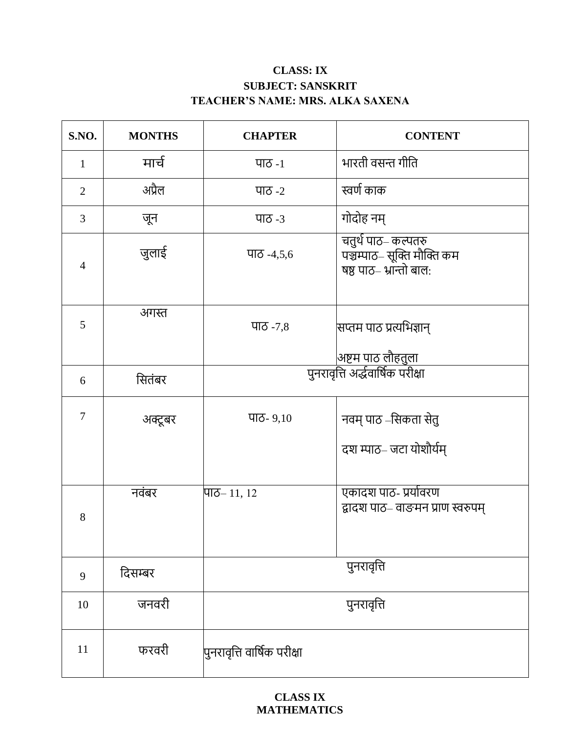**CLASS: IX**
**SUBJECT: SANSKRIT**
**TEACHER'S NAME: MRS. ALKA SAXENA**

| S.NO. | MONTHS | CHAPTER | CONTENT |
|---|---|---|---|
| 1 | मार्च | पाठ -1 | भारती वसन्त गीति |
| 2 | अप्रैल | पाठ -2 | स्वर्ण काक |
| 3 | जून | पाठ -3 | गोदोह नम् |
| 4 | जुलाई | पाठ -4,5,6 | चतुर्थ पाठ– कल्पतरु<br>पञ्चम्पाठ– सूक्ति मौक्ति कम<br>षष्ठ पाठ– भ्रान्तो बालः |
| 5 | अगस्त | पाठ -7,8 | सप्तम पाठ प्रत्यभिज्ञान्<br>अष्टम पाठ लौहतुला |
| 6 | सितंबर | पुनरावृत्ति अर्द्धवार्षिक परीक्षा | |
| 7 | अक्टूबर | पाठ- 9,10 | नवम् पाठ –सिकता सेतु<br>दश म्पाठ– जटा योशौर्यम् |
| 8 | नवंबर | पाठ– 11, 12 | एकादश पाठ- प्रर्यावरण<br>द्वादश पाठ– वाङ्मन प्राण स्वरुपम् |
| 9 | दिसम्बर | पुनरावृत्ति | |
| 10 | जनवरी | पुनरावृत्ति | |
| 11 | फरवरी | पुनरावृत्ति वार्षिक परीक्षा | |

**CLASS IX**
**MATHEMATICS**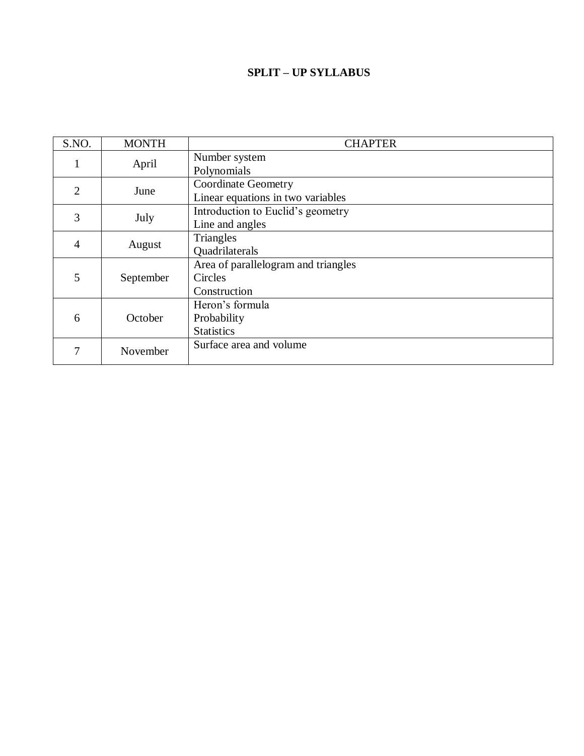# SPLIT – UP SYLLABUS

| S.NO. | MONTH | CHAPTER |
|---|---|---|
| 1 | April | Number system<br>Polynomials |
| 2 | June | Coordinate Geometry<br>Linear equations in two variables |
| 3 | July | Introduction to Euclid's geometry<br>Line and angles |
| 4 | August | Triangles<br>Quadrilaterals |
| 5 | September | Area of parallelogram and triangles<br>Circles<br>Construction |
| 6 | October | Heron's formula<br>Probability<br>Statistics |
| 7 | November | Surface area and volume |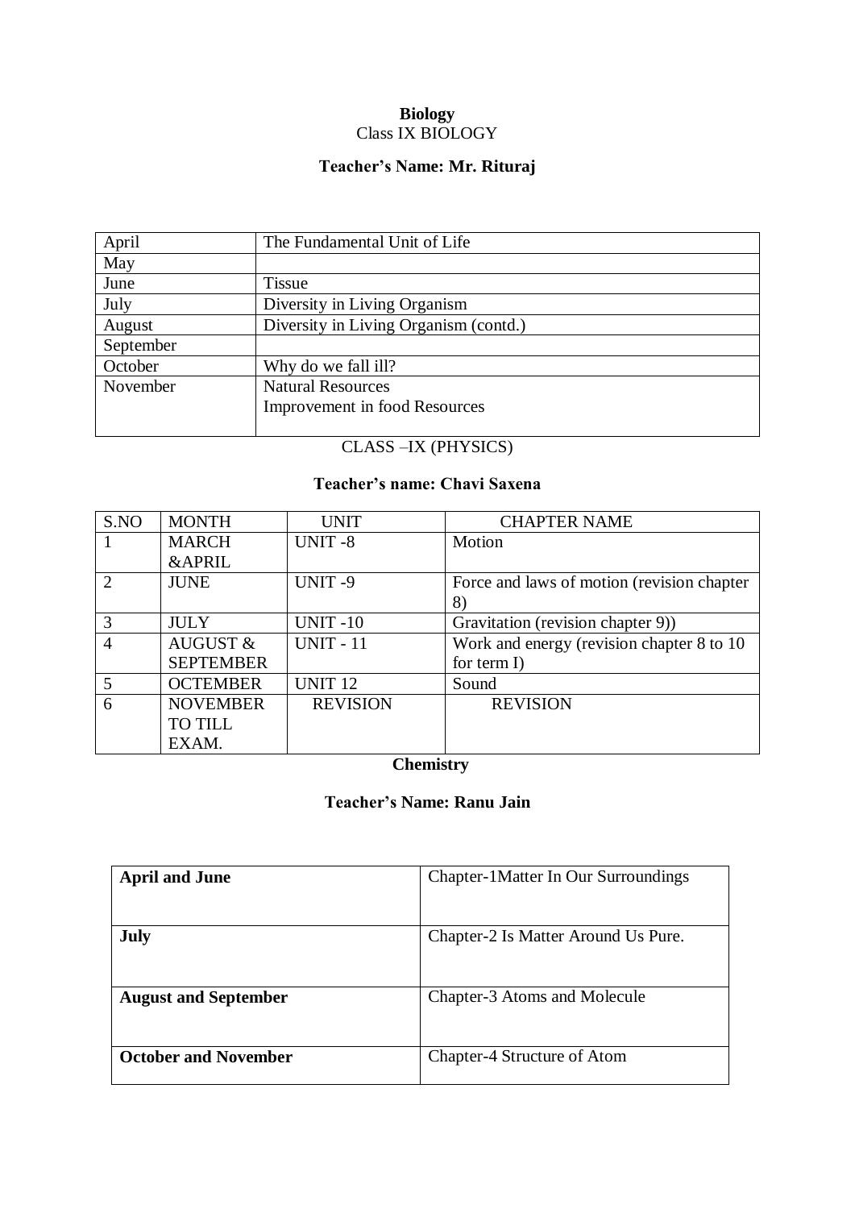**Biology**

Class IX BIOLOGY

**Teacher's Name: Mr. Rituraj**

| April | The Fundamental Unit of Life |
|---|---|
| May | |
| June | Tissue |
| July | Diversity in Living Organism |
| August | Diversity in Living Organism (contd.) |
| September | |
| October | Why do we fall ill? |
| November | Natural Resources<br>Improvement in food Resources |

CLASS –IX (PHYSICS)

**Teacher's name: Chavi Saxena**

| S.NO | MONTH | UNIT | CHAPTER NAME |
|---|---|---|---|
| 1 | MARCH &APRIL | UNIT -8 | Motion |
| 2 | JUNE | UNIT -9 | Force and laws of motion (revision chapter 8) |
| 3 | JULY | UNIT -10 | Gravitation (revision chapter 9)) |
| 4 | AUGUST & SEPTEMBER | UNIT - 11 | Work and energy (revision chapter 8 to 10 for term I) |
| 5 | OCTEMBER | UNIT 12 | Sound |
| 6 | NOVEMBER TO TILL EXAM. | REVISION | REVISION |

**Chemistry**

**Teacher's Name: Ranu Jain**

| **April and June** | Chapter-1Matter In Our Surroundings |
|---|---|
| **July** | Chapter-2 Is Matter Around Us Pure. |
| **August and September** | Chapter-3 Atoms and Molecule |
| **October and November** | Chapter-4 Structure of Atom |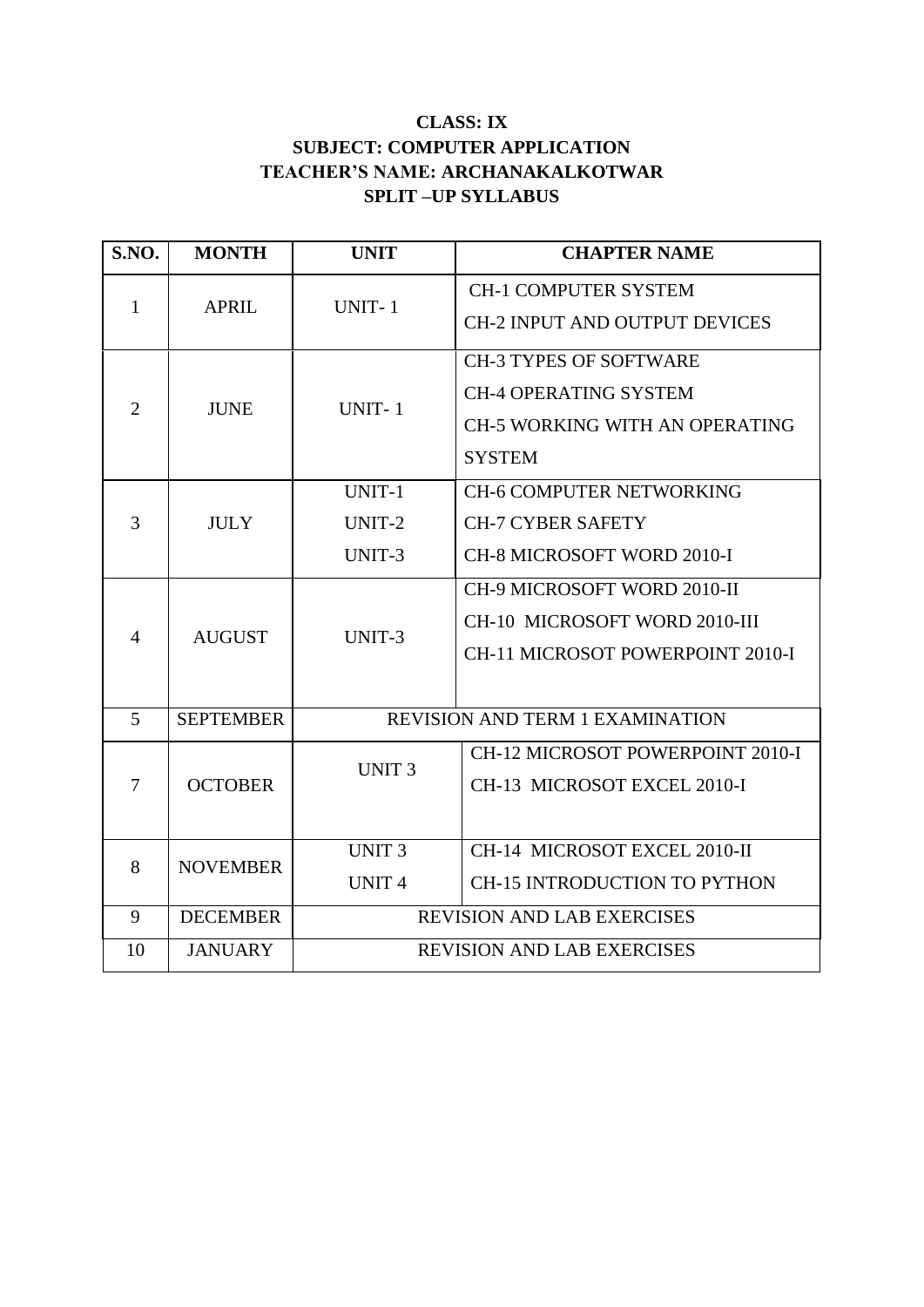**CLASS: IX**

**SUBJECT: COMPUTER APPLICATION**

**TEACHER'S NAME: ARCHANAKALKOTWAR**

**SPLIT –UP SYLLABUS**

| S.NO. | MONTH | UNIT | CHAPTER NAME |
|---|---|---|---|
| 1 | APRIL | UNIT- 1 | CH-1 COMPUTER SYSTEM<br>CH-2 INPUT AND OUTPUT DEVICES |
| 2 | JUNE | UNIT- 1 | CH-3 TYPES OF SOFTWARE<br>CH-4 OPERATING SYSTEM<br>CH-5 WORKING WITH AN OPERATING SYSTEM |
| 3 | JULY | UNIT-1<br>UNIT-2<br>UNIT-3 | CH-6 COMPUTER NETWORKING<br>CH-7 CYBER SAFETY<br>CH-8 MICROSOFT WORD 2010-I |
| 4 | AUGUST | UNIT-3 | CH-9 MICROSOFT WORD 2010-II<br>CH-10 MICROSOFT WORD 2010-III<br>CH-11 MICROSOT POWERPOINT 2010-I |
| 5 | SEPTEMBER | REVISION AND TERM 1 EXAMINATION | |
| 7 | OCTOBER | UNIT 3 | CH-12 MICROSOT POWERPOINT 2010-I<br>CH-13 MICROSOT EXCEL 2010-I |
| 8 | NOVEMBER | UNIT 3<br>UNIT 4 | CH-14 MICROSOT EXCEL 2010-II<br>CH-15 INTRODUCTION TO PYTHON |
| 9 | DECEMBER | REVISION AND LAB EXERCISES | |
| 10 | JANUARY | REVISION AND LAB EXERCISES | |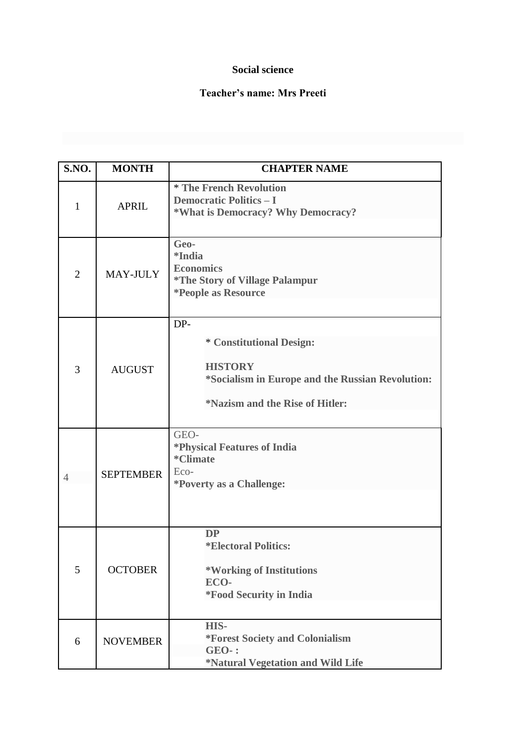**Social science**

**Teacher's name: Mrs Preeti**

| S.NO. | MONTH | CHAPTER NAME |
|---|---|---|
| 1 | APRIL | **\* The French Revolution**<br>**Democratic Politics – I**<br>**\*What is Democracy? Why Democracy?** |
| 2 | MAY-JULY | **Geo-**<br>**\*India**<br>**Economics**<br>**\*The Story of Village Palampur**<br>**\*People as Resource** |
| 3 | AUGUST | DP-<br>**\* Constitutional Design:**<br>**HISTORY**<br>**\*Socialism in Europe and the Russian Revolution:**<br>**\*Nazism and the Rise of Hitler:** |
| 4 | SEPTEMBER | GEO-<br>**\*Physical Features of India**<br>**\*Climate**<br>Eco-<br>**\*Poverty as a Challenge:** |
| 5 | OCTOBER | **DP**<br>**\*Electoral Politics:**<br>**\*Working of Institutions**<br>**ECO-**<br>**\*Food Security in India** |
| 6 | NOVEMBER | **HIS-**<br>**\*Forest Society and Colonialism**<br>**GEO- :**<br>**\*Natural Vegetation and Wild Life** |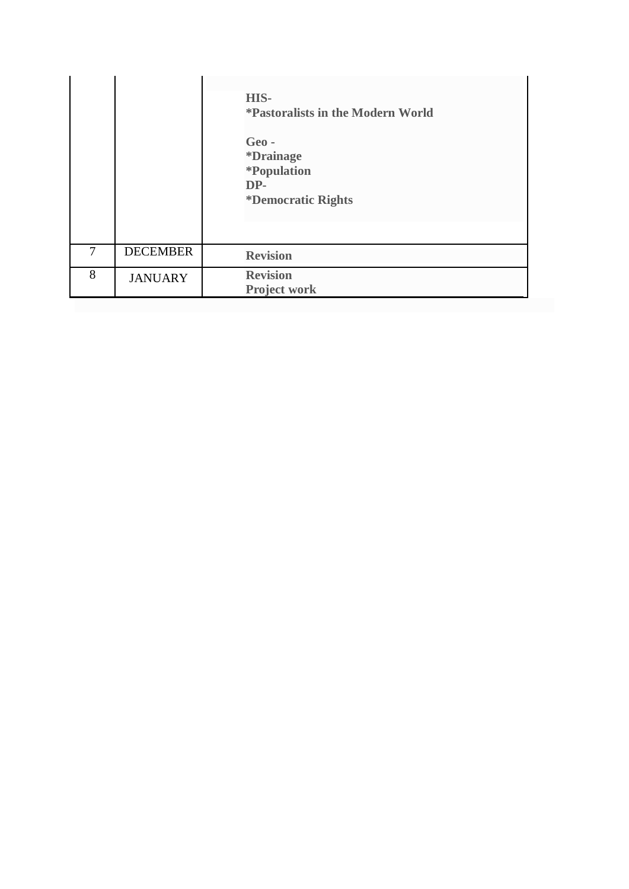| | | |
|---|---|---|
| | | **HIS-**<br>**\*Pastoralists in the Modern World**<br><br>**Geo -**<br>**\*Drainage**<br>**\*Population**<br>**DP-**<br>**\*Democratic Rights** |
| 7 | DECEMBER | **Revision** |
| 8 | JANUARY | **Revision**<br>**Project work** |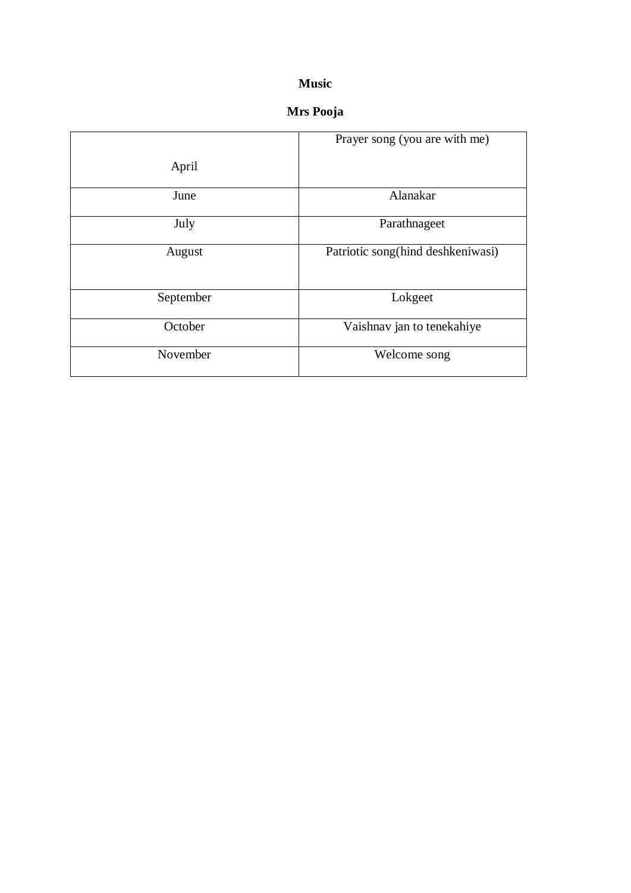**Music**

**Mrs Pooja**

| | |
|---|---|
| April | Prayer song (you are with me) |
| June | Alanakar |
| July | Parathnageet |
| August | Patriotic song(hind deshkeniwasi) |
| September | Lokgeet |
| October | Vaishnav jan to tenekahiye |
| November | Welcome song |